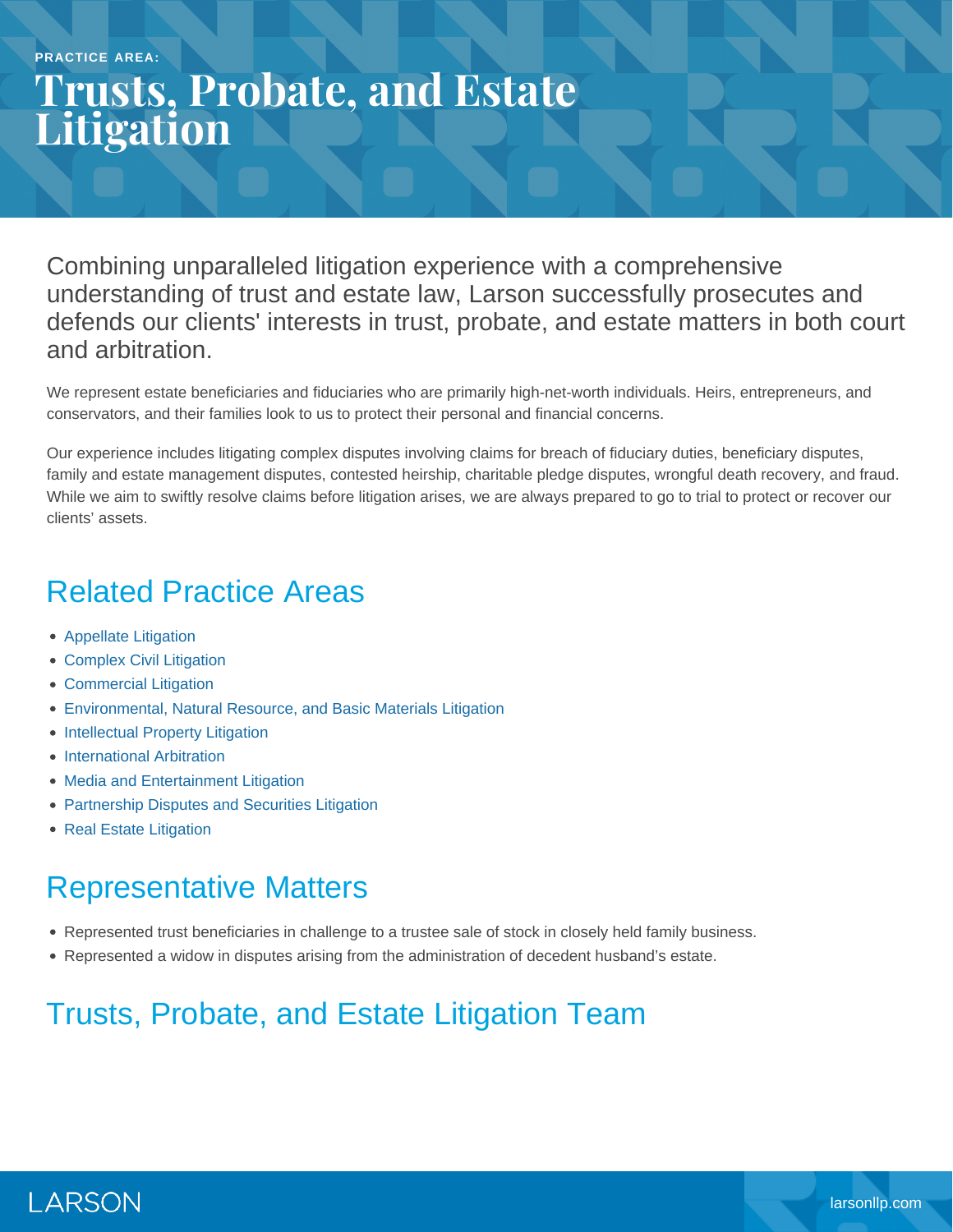PRACTICE AREA:

# Trusts, Probate, and Estate Litigation

Combining unparalleled litigation experience with a comprehensive understanding of trust and estate law, Larson successfully prosecutes and defends our clients' interests in trust, probate, and estate matters in both court and arbitration.

We represent estate beneficiaries and fiduciaries who are primarily high-net-worth individuals. Heirs, entrepreneurs, and conservators, and their families look to us to protect their personal and financial concerns.

Our experience includes litigating complex disputes involving claims for breach of fiduciary duties, beneficiary disputes, family and estate management disputes, contested heirship, charitable pledge disputes, wrongful death recovery, and fraud. While we aim to swiftly resolve claims before litigation arises, we are always prepared to go to trial to protect or recover our clients' assets.

## Related Practice Areas

- Appellate Litigation
- Complex Civil Litigation
- Commercial Litigation
- Environmental, Natural Resource, and Basic Materials Litigation
- Intellectual Property Litigation
- International Arbitration
- Media and Entertainment Litigation
- Partnership Disputes and Securities Litigation
- Real Estate Litigation

## Representative Matters

- Represented trust beneficiaries in challenge to a trustee sale of stock in closely held family business.
- Represented a widow in disputes arising from the administration of decedent husband's estate.

## Trusts, Probate, and Estate Litigation Team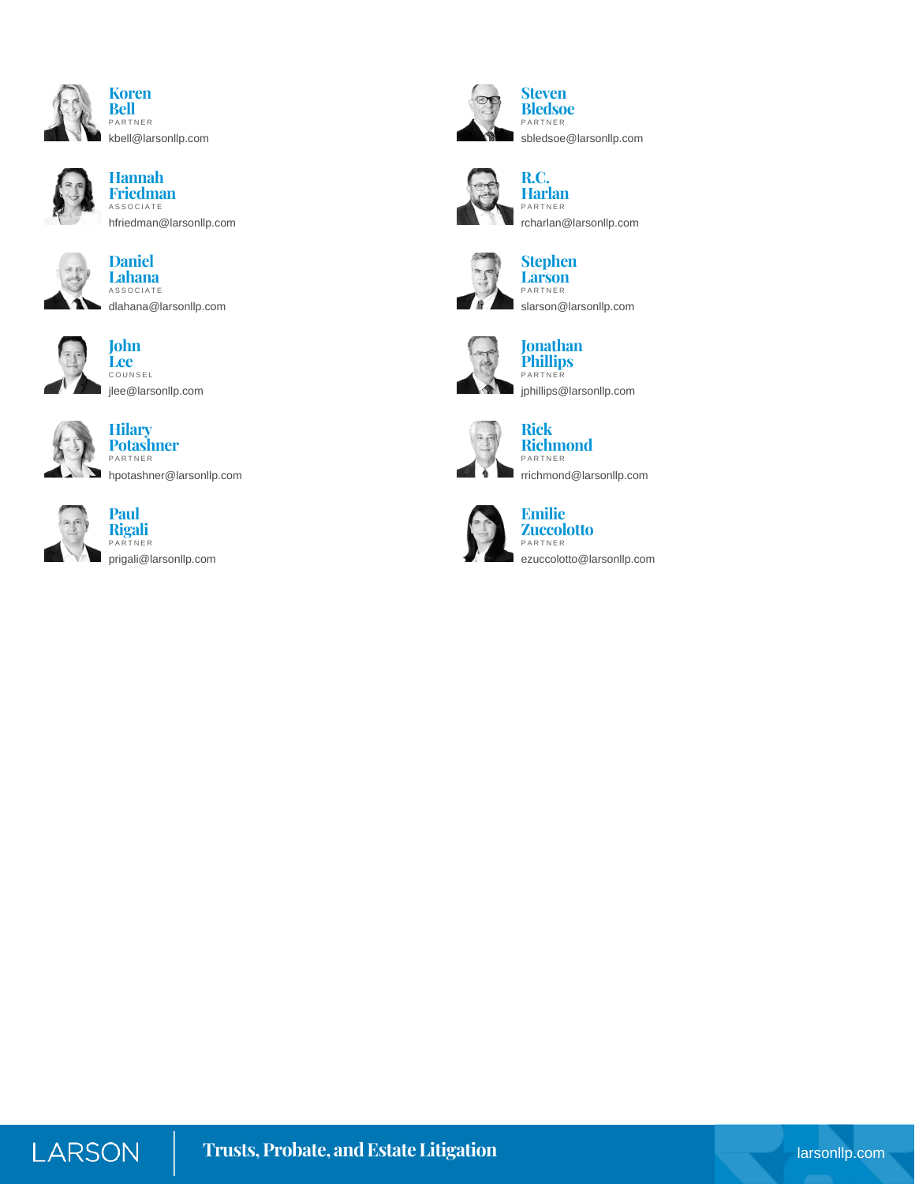**Koren Bell**
PARTNER
kbell@larsonllp.com

**Hannah Friedman**
ASSOCIATE
hfriedman@larsonllp.com

**Daniel Lahana**
ASSOCIATE
dlahana@larsonllp.com

**John Lee**
COUNSEL
jlee@larsonllp.com

**Hilary Potashner**
PARTNER
hpotashner@larsonllp.com

**Paul Rigali**
PARTNER
prigali@larsonllp.com

**Steven Bledsoe**
PARTNER
sbledsoe@larsonllp.com

**R.C. Harlan**
PARTNER
rcharlan@larsonllp.com

**Stephen Larson**
PARTNER
slarson@larsonllp.com

**Jonathan Phillips**
PARTNER
jphillips@larsonllp.com

**Rick Richmond**
PARTNER
rrichmond@larsonllp.com

**Emilie Zuccolotto**
PARTNER
ezuccolotto@larsonllp.com